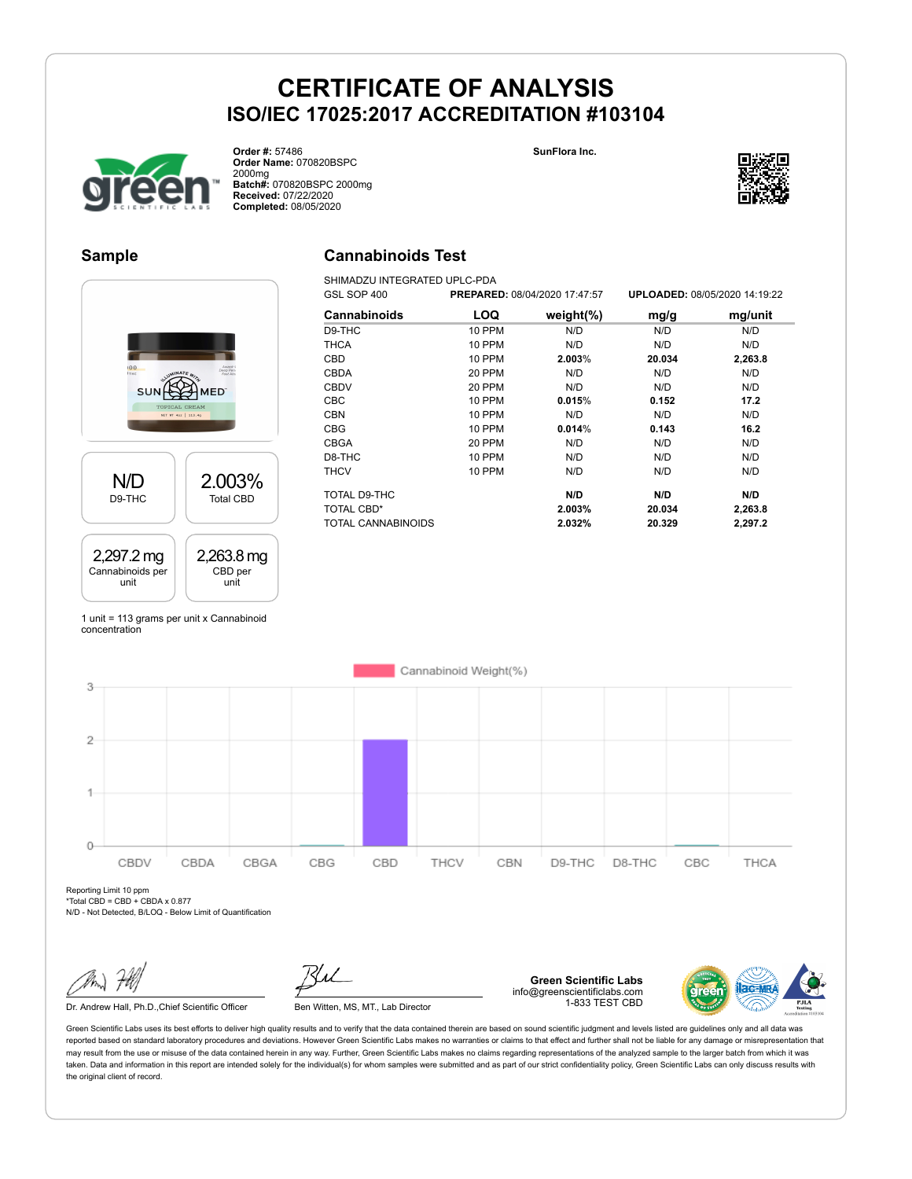# CERTIFICATE OF ANALYSIS

## ISO/IEC 17025:2017 ACCREDITATION #103104

**Order #:** 57486
**Order Name:** 070820BSPC 2000mg
**Batch#:** 070820BSPC 2000mg
**Received:** 07/22/2020
**Completed:** 08/05/2020

**SunFlora Inc.**

## Sample

| N/D | 2.003% |
|---|---|
| D9-THC | Total CBD |

| 2,297.2 mg | 2,263.8 mg |
|---|---|
| Cannabinoids per unit | CBD per unit |

1 unit = 113 grams per unit x Cannabinoid concentration

## Cannabinoids Test

SHIMADZU INTEGRATED UPLC-PDA
GSL SOP 400 **PREPARED:** 08/04/2020 17:47:57 **UPLOADED:** 08/05/2020 14:19:22

| Cannabinoids | LOQ | weight(%) | mg/g | mg/unit |
|---|---|---|---|---|
| D9-THC | 10 PPM | N/D | N/D | N/D |
| THCA | 10 PPM | N/D | N/D | N/D |
| CBD | 10 PPM | **2.003%** | **20.034** | **2,263.8** |
| CBDA | 20 PPM | N/D | N/D | N/D |
| CBDV | 20 PPM | N/D | N/D | N/D |
| CBC | 10 PPM | **0.015%** | **0.152** | **17.2** |
| CBN | 10 PPM | N/D | N/D | N/D |
| CBG | 10 PPM | **0.014%** | **0.143** | **16.2** |
| CBGA | 20 PPM | N/D | N/D | N/D |
| D8-THC | 10 PPM | N/D | N/D | N/D |
| THCV | 10 PPM | N/D | N/D | N/D |
| TOTAL D9-THC | | **N/D** | **N/D** | **N/D** |
| TOTAL CBD* | | **2.003%** | **20.034** | **2,263.8** |
| TOTAL CANNABINOIDS | | **2.032%** | **20.329** | **2,297.2** |

Reporting Limit 10 ppm
*Total CBD = CBD + CBDA x 0.877
N/D - Not Detected, B/LOQ - Below Limit of Quantification

Dr. Andrew Hall, Ph.D.,Chief Scientific Officer

Ben Witten, MS, MT., Lab Director

**Green Scientific Labs**
info@greenscientificlabs.com
1-833 TEST CBD

Green Scientific Labs uses its best efforts to deliver high quality results and to verify that the data contained therein are based on sound scientific judgment and levels listed are guidelines only and all data was reported based on standard laboratory procedures and deviations. However Green Scientific Labs makes no warranties or claims to that effect and further shall not be liable for any damage or misrepresentation that may result from the use or misuse of the data contained herein in any way. Further, Green Scientific Labs makes no claims regarding representations of the analyzed sample to the larger batch from which it was taken. Data and information in this report are intended solely for the individual(s) for whom samples were submitted and as part of our strict confidentiality policy, Green Scientific Labs can only discuss results with the original client of record.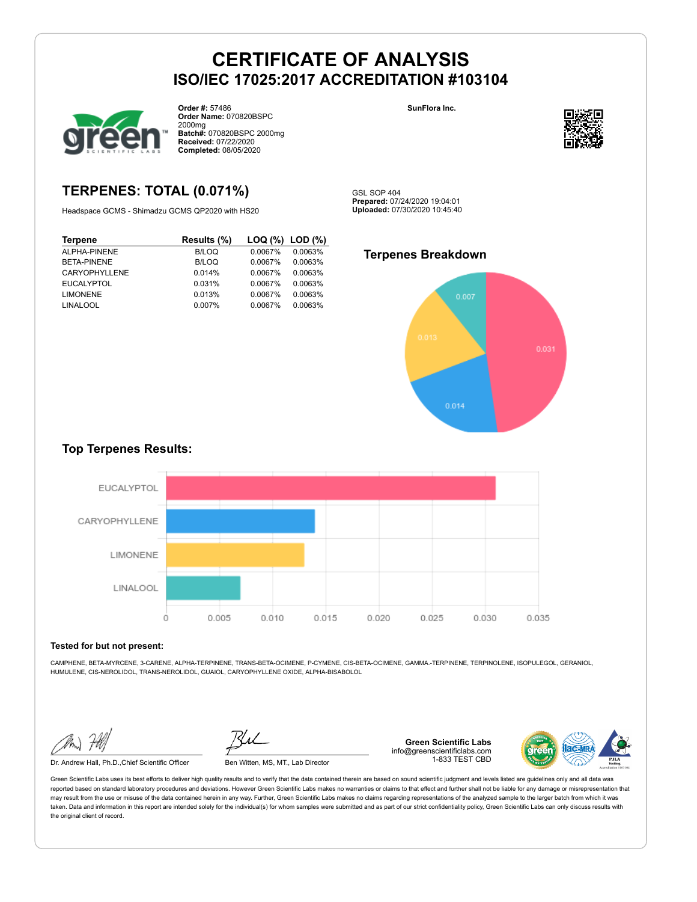# CERTIFICATE OF ANALYSIS
## ISO/IEC 17025:2017 ACCREDITATION #103104

**Order #:** 57486
**Order Name:** 070820BSPC 2000mg
**Batch#:** 070820BSPC 2000mg
**Received:** 07/22/2020
**Completed:** 08/05/2020

**SunFlora Inc.**

## TERPENES: TOTAL (0.071%)

Headspace GCMS - Shimadzu GCMS QP2020 with HS20

GSL SOP 404
**Prepared:** 07/24/2020 19:04:01
**Uploaded:** 07/30/2020 10:45:40

| Terpene | Results (%) | LOQ (%) | LOD (%) |
|---|---|---|---|
| ALPHA-PINENE | B/LOQ | 0.0067% | 0.0063% |
| BETA-PINENE | B/LOQ | 0.0067% | 0.0063% |
| CARYOPHYLLENE | 0.014% | 0.0067% | 0.0063% |
| EUCALYPTOL | 0.031% | 0.0067% | 0.0063% |
| LIMONENE | 0.013% | 0.0067% | 0.0063% |
| LINALOOL | 0.007% | 0.0067% | 0.0063% |

### Terpenes Breakdown

### Top Terpenes Results:

### Tested for but not present:

CAMPHENE, BETA-MYRCENE, 3-CARENE, ALPHA-TERPINENE, TRANS-BETA-OCIMENE, P-CYMENE, CIS-BETA-OCIMENE, GAMMA.-TERPINENE, TERPINOLENE, ISOPULEGOL, GERANIOL, HUMULENE, CIS-NEROLIDOL, TRANS-NEROLIDOL, GUAIOL, CARYOPHYLLENE OXIDE, ALPHA-BISABOLOL

Dr. Andrew Hall, Ph.D.,Chief Scientific Officer

Ben Witten, MS, MT., Lab Director

**Green Scientific Labs**
info@greenscientificlabs.com
1-833 TEST CBD

Green Scientific Labs uses its best efforts to deliver high quality results and to verify that the data contained therein are based on sound scientific judgment and levels listed are guidelines only and all data was reported based on standard laboratory procedures and deviations. However Green Scientific Labs makes no warranties or claims to that effect and further shall not be liable for any damage or misrepresentation that may result from the use or misuse of the data contained herein in any way. Further, Green Scientific Labs makes no claims regarding representations of the analyzed sample to the larger batch from which it was taken. Data and information in this report are intended solely for the individual(s) for whom samples were submitted and as part of our strict confidentiality policy, Green Scientific Labs can only discuss results with the original client of record.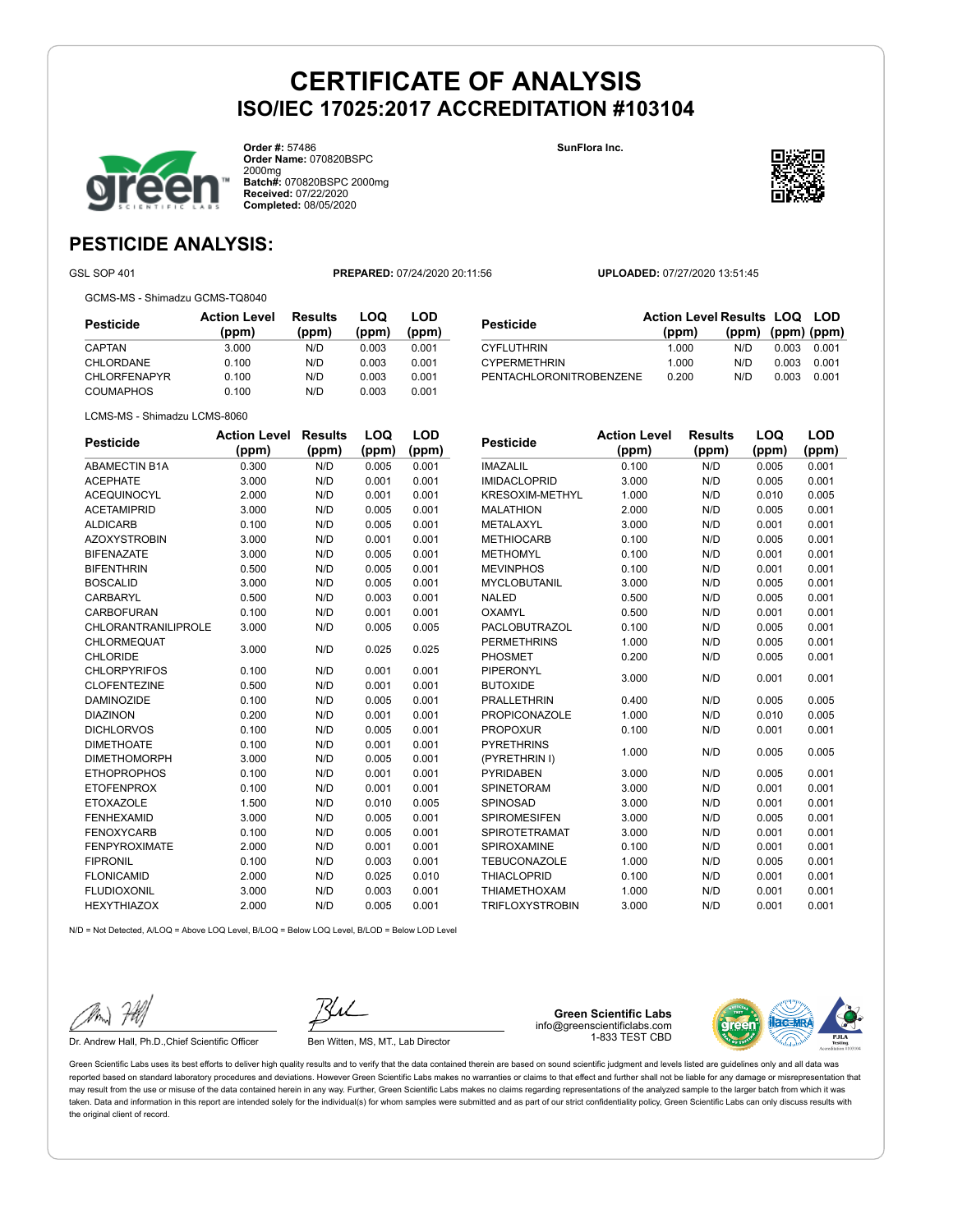# CERTIFICATE OF ANALYSIS

## ISO/IEC 17025:2017 ACCREDITATION #103104

**Order #:** 57486
**Order Name:** 070820BSPC 2000mg
**Batch#:** 070820BSPC 2000mg
**Received:** 07/22/2020
**Completed:** 08/05/2020

**SunFlora Inc.**

## PESTICIDE ANALYSIS:

GSL SOP 401 **PREPARED:** 07/24/2020 20:11:56 **UPLOADED:** 07/27/2020 13:51:45

GCMS-MS - Shimadzu GCMS-TQ8040

| Pesticide | Action Level (ppm) | Results (ppm) | LOQ (ppm) | LOD (ppm) |
|---|---|---|---|---|
| CAPTAN | 3.000 | N/D | 0.003 | 0.001 |
| CHLORDANE | 0.100 | N/D | 0.003 | 0.001 |
| CHLORFENAPYR | 0.100 | N/D | 0.003 | 0.001 |
| COUMAPHOS | 0.100 | N/D | 0.003 | 0.001 |
| CYFLUTHRIN | 1.000 | N/D | 0.003 | 0.001 |
| CYPERMETHRIN | 1.000 | N/D | 0.003 | 0.001 |
| PENTACHLORONITROBENZENE | 0.200 | N/D | 0.003 | 0.001 |

LCMS-MS - Shimadzu LCMS-8060

| Pesticide | Action Level (ppm) | Results (ppm) | LOQ (ppm) | LOD (ppm) |
|---|---|---|---|---|
| ABAMECTIN B1A | 0.300 | N/D | 0.005 | 0.001 |
| ACEPHATE | 3.000 | N/D | 0.001 | 0.001 |
| ACEQUINOCYL | 2.000 | N/D | 0.001 | 0.001 |
| ACETAMIPRID | 3.000 | N/D | 0.005 | 0.001 |
| ALDICARB | 0.100 | N/D | 0.005 | 0.001 |
| AZOXYSTROBIN | 3.000 | N/D | 0.001 | 0.001 |
| BIFENAZATE | 3.000 | N/D | 0.005 | 0.001 |
| BIFENTHRIN | 0.500 | N/D | 0.005 | 0.001 |
| BOSCALID | 3.000 | N/D | 0.005 | 0.001 |
| CARBARYL | 0.500 | N/D | 0.003 | 0.001 |
| CARBOFURAN | 0.100 | N/D | 0.001 | 0.001 |
| CHLORANTRANILIPROLE | 3.000 | N/D | 0.005 | 0.005 |
| CHLORMEQUAT CHLORIDE | 3.000 | N/D | 0.025 | 0.025 |
| CHLORPYRIFOS | 0.100 | N/D | 0.001 | 0.001 |
| CLOFENTEZINE | 0.500 | N/D | 0.001 | 0.001 |
| DAMINOZIDE | 0.100 | N/D | 0.005 | 0.001 |
| DIAZINON | 0.200 | N/D | 0.001 | 0.001 |
| DICHLORVOS | 0.100 | N/D | 0.005 | 0.001 |
| DIMETHOATE | 0.100 | N/D | 0.001 | 0.001 |
| DIMETHOMORPH | 3.000 | N/D | 0.005 | 0.001 |
| ETHOPROPHOS | 0.100 | N/D | 0.001 | 0.001 |
| ETOFENPROX | 0.100 | N/D | 0.001 | 0.001 |
| ETOXAZOLE | 1.500 | N/D | 0.010 | 0.005 |
| FENHEXAMID | 3.000 | N/D | 0.005 | 0.001 |
| FENOXYCARB | 0.100 | N/D | 0.005 | 0.001 |
| FENPYROXIMATE | 2.000 | N/D | 0.001 | 0.001 |
| FIPRONIL | 0.100 | N/D | 0.003 | 0.001 |
| FLONICAMID | 2.000 | N/D | 0.025 | 0.010 |
| FLUDIOXONIL | 3.000 | N/D | 0.003 | 0.001 |
| HEXYTHIAZOX | 2.000 | N/D | 0.005 | 0.001 |
| IMAZALIL | 0.100 | N/D | 0.005 | 0.001 |
| IMIDACLOPRID | 3.000 | N/D | 0.005 | 0.001 |
| KRESOXIM-METHYL | 1.000 | N/D | 0.010 | 0.005 |
| MALATHION | 2.000 | N/D | 0.005 | 0.001 |
| METALAXYL | 3.000 | N/D | 0.001 | 0.001 |
| METHIOCARB | 0.100 | N/D | 0.005 | 0.001 |
| METHOMYL | 0.100 | N/D | 0.001 | 0.001 |
| MEVINPHOS | 0.100 | N/D | 0.001 | 0.001 |
| MYCLOBUTANIL | 3.000 | N/D | 0.005 | 0.001 |
| NALED | 0.500 | N/D | 0.005 | 0.001 |
| OXAMYL | 0.500 | N/D | 0.001 | 0.001 |
| PACLOBUTRAZOL | 0.100 | N/D | 0.005 | 0.001 |
| PERMETHRINS | 1.000 | N/D | 0.005 | 0.001 |
| PHOSMET | 0.200 | N/D | 0.005 | 0.001 |
| PIPERONYL BUTOXIDE | 3.000 | N/D | 0.001 | 0.001 |
| PRALLETHRIN | 0.400 | N/D | 0.005 | 0.005 |
| PROPICONAZOLE | 1.000 | N/D | 0.010 | 0.005 |
| PROPOXUR | 0.100 | N/D | 0.001 | 0.001 |
| PYRETHRINS (PYRETHRIN I) | 1.000 | N/D | 0.005 | 0.005 |
| PYRIDABEN | 3.000 | N/D | 0.005 | 0.001 |
| SPINETORAM | 3.000 | N/D | 0.001 | 0.001 |
| SPINOSAD | 3.000 | N/D | 0.001 | 0.001 |
| SPIROMESIFEN | 3.000 | N/D | 0.005 | 0.001 |
| SPIROTETRAMAT | 3.000 | N/D | 0.001 | 0.001 |
| SPIROXAMINE | 0.100 | N/D | 0.001 | 0.001 |
| TEBUCONAZOLE | 1.000 | N/D | 0.005 | 0.001 |
| THIACLOPRID | 0.100 | N/D | 0.001 | 0.001 |
| THIAMETHOXAM | 1.000 | N/D | 0.001 | 0.001 |
| TRIFLOXYSTROBIN | 3.000 | N/D | 0.001 | 0.001 |

N/D = Not Detected, A/LOQ = Above LOQ Level, B/LOQ = Below LOQ Level, B/LOD = Below LOD Level

Dr. Andrew Hall, Ph.D.,Chief Scientific Officer

Ben Witten, MS, MT., Lab Director

**Green Scientific Labs**
info@greenscientificlabs.com
1-833 TEST CBD

Green Scientific Labs uses its best efforts to deliver high quality results and to verify that the data contained therein are based on sound scientific judgment and levels listed are guidelines only and all data was reported based on standard laboratory procedures and deviations. However Green Scientific Labs makes no warranties or claims to that effect and further shall not be liable for any damage or misrepresentation that may result from the use or misuse of the data contained herein in any way. Further, Green Scientific Labs makes no claims regarding representations of the analyzed sample to the larger batch from which it was taken. Data and information in this report are intended solely for the individual(s) for whom samples were submitted and as part of our strict confidentiality policy, Green Scientific Labs can only discuss results with the original client of record.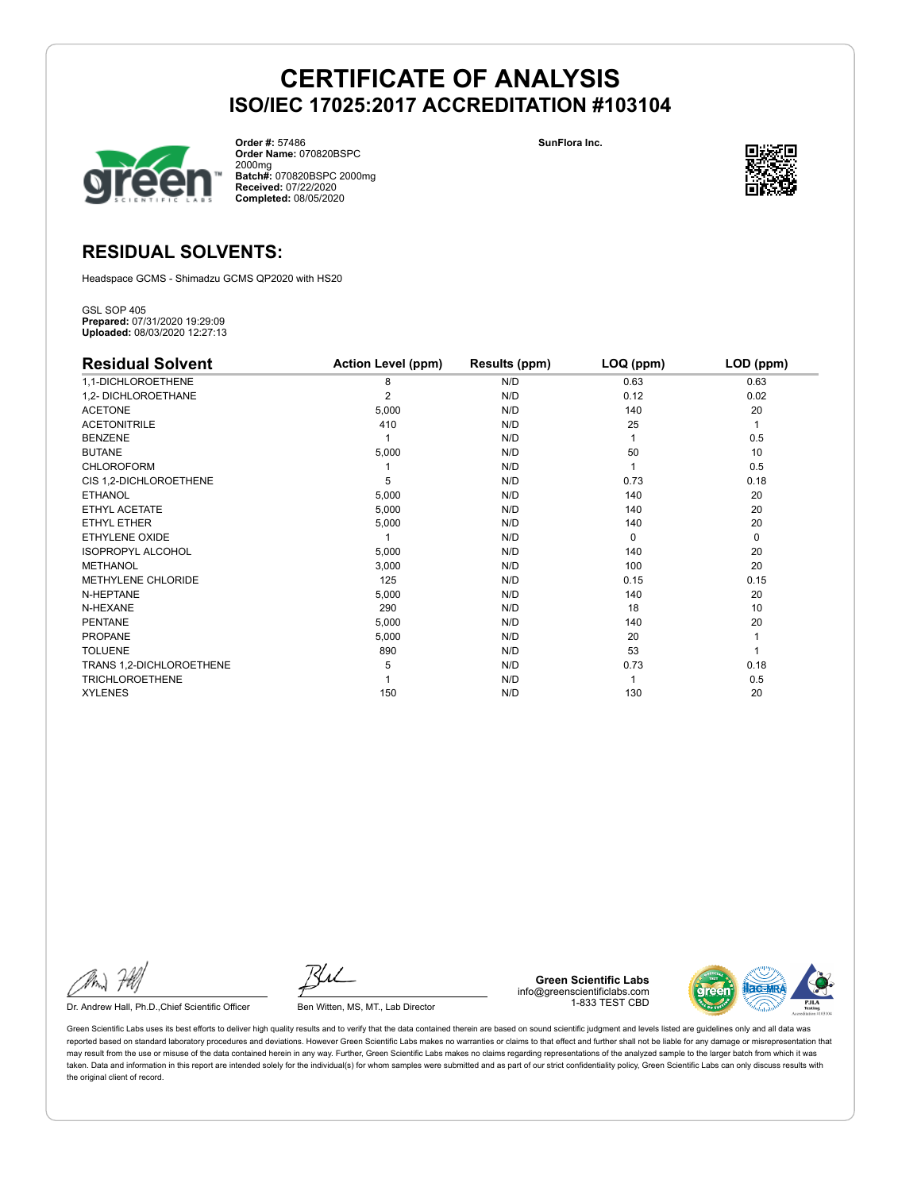# CERTIFICATE OF ANALYSIS
## ISO/IEC 17025:2017 ACCREDITATION #103104

**Order #:** 57486
**Order Name:** 070820BSPC 2000mg
**Batch#:** 070820BSPC 2000mg
**Received:** 07/22/2020
**Completed:** 08/05/2020

**SunFlora Inc.**

## RESIDUAL SOLVENTS:

Headspace GCMS - Shimadzu GCMS QP2020 with HS20

GSL SOP 405
**Prepared:** 07/31/2020 19:29:09
**Uploaded:** 08/03/2020 12:27:13

| Residual Solvent | Action Level (ppm) | Results (ppm) | LOQ (ppm) | LOD (ppm) |
|---|---|---|---|---|
| 1,1-DICHLOROETHENE | 8 | N/D | 0.63 | 0.63 |
| 1,2- DICHLOROETHANE | 2 | N/D | 0.12 | 0.02 |
| ACETONE | 5,000 | N/D | 140 | 20 |
| ACETONITRILE | 410 | N/D | 25 | 1 |
| BENZENE | 1 | N/D | 1 | 0.5 |
| BUTANE | 5,000 | N/D | 50 | 10 |
| CHLOROFORM | 1 | N/D | 1 | 0.5 |
| CIS 1,2-DICHLOROETHENE | 5 | N/D | 0.73 | 0.18 |
| ETHANOL | 5,000 | N/D | 140 | 20 |
| ETHYL ACETATE | 5,000 | N/D | 140 | 20 |
| ETHYL ETHER | 5,000 | N/D | 140 | 20 |
| ETHYLENE OXIDE | 1 | N/D | 0 | 0 |
| ISOPROPYL ALCOHOL | 5,000 | N/D | 140 | 20 |
| METHANOL | 3,000 | N/D | 100 | 20 |
| METHYLENE CHLORIDE | 125 | N/D | 0.15 | 0.15 |
| N-HEPTANE | 5,000 | N/D | 140 | 20 |
| N-HEXANE | 290 | N/D | 18 | 10 |
| PENTANE | 5,000 | N/D | 140 | 20 |
| PROPANE | 5,000 | N/D | 20 | 1 |
| TOLUENE | 890 | N/D | 53 | 1 |
| TRANS 1,2-DICHLOROETHENE | 5 | N/D | 0.73 | 0.18 |
| TRICHLOROETHENE | 1 | N/D | 1 | 0.5 |
| XYLENES | 150 | N/D | 130 | 20 |

Dr. Andrew Hall, Ph.D.,Chief Scientific Officer

Ben Witten, MS, MT., Lab Director

**Green Scientific Labs**
info@greenscientificlabs.com
1-833 TEST CBD

Green Scientific Labs uses its best efforts to deliver high quality results and to verify that the data contained therein are based on sound scientific judgment and levels listed are guidelines only and all data was reported based on standard laboratory procedures and deviations. However Green Scientific Labs makes no warranties or claims to that effect and further shall not be liable for any damage or misrepresentation that may result from the use or misuse of the data contained herein in any way. Further, Green Scientific Labs makes no claims regarding representations of the analyzed sample to the larger batch from which it was taken. Data and information in this report are intended solely for the individual(s) for whom samples were submitted and as part of our strict confidentiality policy, Green Scientific Labs can only discuss results with the original client of record.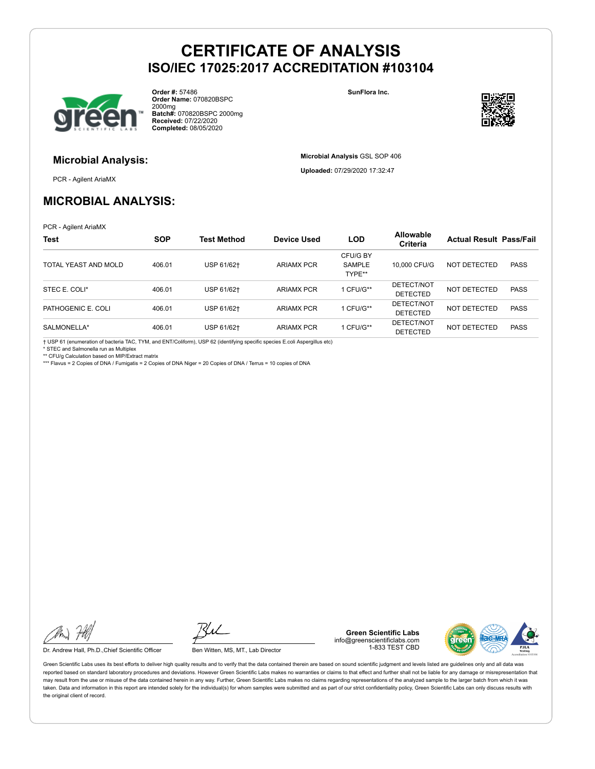# CERTIFICATE OF ANALYSIS
## ISO/IEC 17025:2017 ACCREDITATION #103104

**Order #:** 57486
**Order Name:** 070820BSPC 2000mg
**Batch#:** 070820BSPC 2000mg
**Received:** 07/22/2020
**Completed:** 08/05/2020

**SunFlora Inc.**

### Microbial Analysis:

PCR - Agilent AriaMX

**Microbial Analysis** GSL SOP 406

**Uploaded:** 07/29/2020 17:32:47

## MICROBIAL ANALYSIS:

PCR - Agilent AriaMX

| Test | SOP | Test Method | Device Used | LOD | Allowable Criteria | Actual Result | Pass/Fail |
|---|---|---|---|---|---|---|---|
| TOTAL YEAST AND MOLD | 406.01 | USP 61/62† | ARIAMX PCR | CFU/G BY SAMPLE TYPE** | 10,000 CFU/G | NOT DETECTED | PASS |
| STEC E. COLI* | 406.01 | USP 61/62† | ARIAMX PCR | 1 CFU/G** | DETECT/NOT DETECTED | NOT DETECTED | PASS |
| PATHOGENIC E. COLI | 406.01 | USP 61/62† | ARIAMX PCR | 1 CFU/G** | DETECT/NOT DETECTED | NOT DETECTED | PASS |
| SALMONELLA* | 406.01 | USP 61/62† | ARIAMX PCR | 1 CFU/G** | DETECT/NOT DETECTED | NOT DETECTED | PASS |

† USP 61 (enumeration of bacteria TAC, TYM, and ENT/Coliform), USP 62 (identifying specific species E.coli Aspergillus etc)
* STEC and Salmonella run as Multiplex
** CFU/g Calculation based on MIP/Extract matrix
*** Flavus = 2 Copies of DNA / Fumigatis = 2 Copies of DNA Niger = 20 Copies of DNA / Terrus = 10 copies of DNA

Dr. Andrew Hall, Ph.D.,Chief Scientific Officer

Ben Witten, MS, MT., Lab Director

**Green Scientific Labs**
info@greenscientificlabs.com
1-833 TEST CBD

Green Scientific Labs uses its best efforts to deliver high quality results and to verify that the data contained therein are based on sound scientific judgment and levels listed are guidelines only and all data was reported based on standard laboratory procedures and deviations. However Green Scientific Labs makes no warranties or claims to that effect and further shall not be liable for any damage or misrepresentation that may result from the use or misuse of the data contained herein in any way. Further, Green Scientific Labs makes no claims regarding representations of the analyzed sample to the larger batch from which it was taken. Data and information in this report are intended solely for the individual(s) for whom samples were submitted and as part of our strict confidentiality policy, Green Scientific Labs can only discuss results with the original client of record.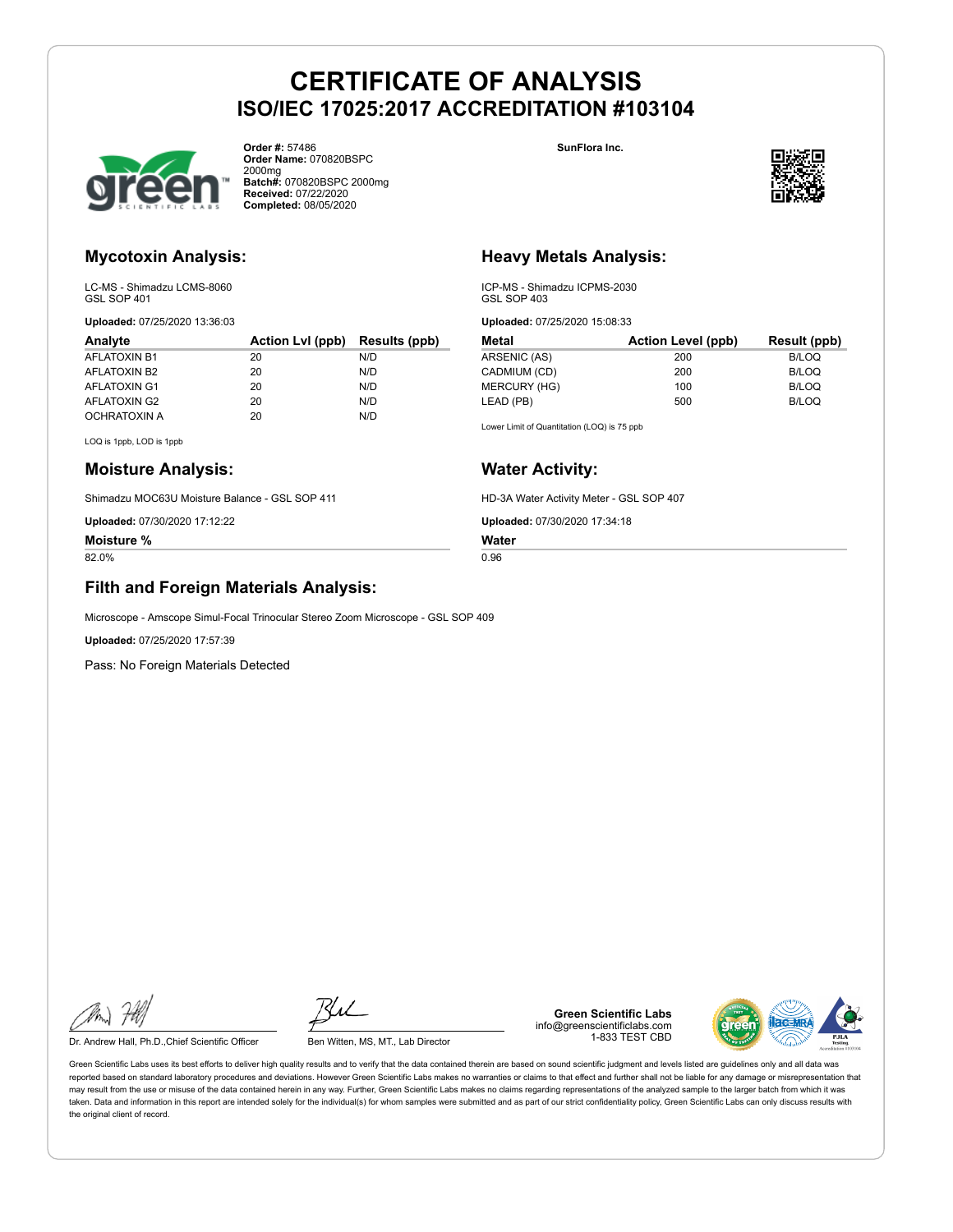# CERTIFICATE OF ANALYSIS

## ISO/IEC 17025:2017 ACCREDITATION #103104

**Order #:** 57486
**Order Name:** 070820BSPC 2000mg
**Batch#:** 070820BSPC 2000mg
**Received:** 07/22/2020
**Completed:** 08/05/2020

**SunFlora Inc.**

## Mycotoxin Analysis:

LC-MS - Shimadzu LCMS-8060
GSL SOP 401

**Uploaded:** 07/25/2020 13:36:03

| Analyte | Action Lvl (ppb) | Results (ppb) |
|---|---|---|
| AFLATOXIN B1 | 20 | N/D |
| AFLATOXIN B2 | 20 | N/D |
| AFLATOXIN G1 | 20 | N/D |
| AFLATOXIN G2 | 20 | N/D |
| OCHRATOXIN A | 20 | N/D |

LOQ is 1ppb, LOD is 1ppb

## Heavy Metals Analysis:

ICP-MS - Shimadzu ICPMS-2030
GSL SOP 403

**Uploaded:** 07/25/2020 15:08:33

| Metal | Action Level (ppb) | Result (ppb) |
|---|---|---|
| ARSENIC (AS) | 200 | B/LOQ |
| CADMIUM (CD) | 200 | B/LOQ |
| MERCURY (HG) | 100 | B/LOQ |
| LEAD (PB) | 500 | B/LOQ |

Lower Limit of Quantitation (LOQ) is 75 ppb

## Moisture Analysis:

Shimadzu MOC63U Moisture Balance - GSL SOP 411

**Uploaded:** 07/30/2020 17:12:22

| Moisture % |
|---|
| 82.0% |

## Water Activity:

HD-3A Water Activity Meter - GSL SOP 407

**Uploaded:** 07/30/2020 17:34:18

| Water |
|---|
| 0.96 |

## Filth and Foreign Materials Analysis:

Microscope - Amscope Simul-Focal Trinocular Stereo Zoom Microscope - GSL SOP 409

**Uploaded:** 07/25/2020 17:57:39

Pass: No Foreign Materials Detected

Dr. Andrew Hall, Ph.D.,Chief Scientific Officer

Ben Witten, MS, MT., Lab Director

**Green Scientific Labs**
info@greenscientificlabs.com
1-833 TEST CBD

Green Scientific Labs uses its best efforts to deliver high quality results and to verify that the data contained therein are based on sound scientific judgment and levels listed are guidelines only and all data was reported based on standard laboratory procedures and deviations. However Green Scientific Labs makes no warranties or claims to that effect and further shall not be liable for any damage or misrepresentation that may result from the use or misuse of the data contained herein in any way. Further, Green Scientific Labs makes no claims regarding representations of the analyzed sample to the larger batch from which it was taken. Data and information in this report are intended solely for the individual(s) for whom samples were submitted and as part of our strict confidentiality policy, Green Scientific Labs can only discuss results with the original client of record.